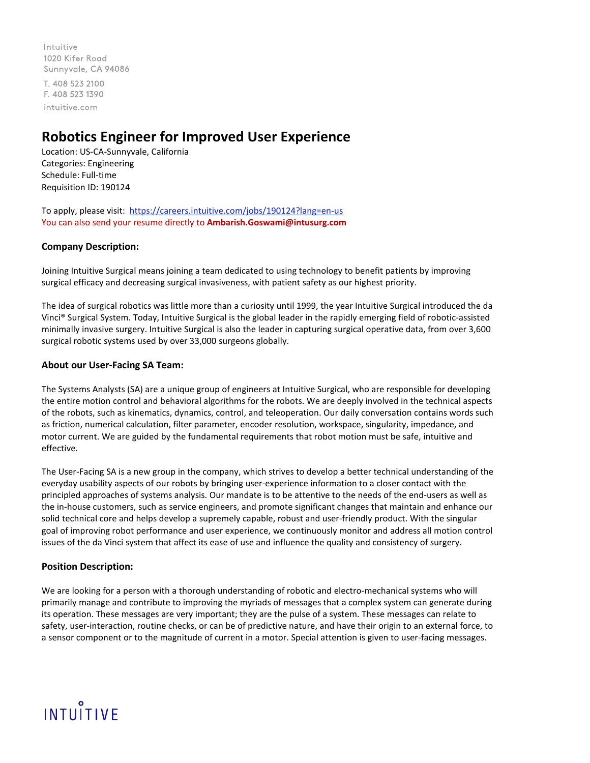Intuitive
1020 Kifer Road
Sunnyvale, CA 94086

T. 408 523 2100
F. 408 523 1390

intuitive.com

# Robotics Engineer for Improved User Experience

Location: US-CA-Sunnyvale, California
Categories: Engineering
Schedule: Full-time
Requisition ID: 190124

To apply, please visit: [https://careers.intuitive.com/jobs/190124?lang=en-us](https://careers.intuitive.com/jobs/190124?lang=en-us)
You can also send your resume directly to **Ambarish.Goswami@intusurg.com**

### Company Description:

Joining Intuitive Surgical means joining a team dedicated to using technology to benefit patients by improving surgical efficacy and decreasing surgical invasiveness, with patient safety as our highest priority.

The idea of surgical robotics was little more than a curiosity until 1999, the year Intuitive Surgical introduced the da Vinci® Surgical System. Today, Intuitive Surgical is the global leader in the rapidly emerging field of robotic-assisted minimally invasive surgery. Intuitive Surgical is also the leader in capturing surgical operative data, from over 3,600 surgical robotic systems used by over 33,000 surgeons globally.

### About our User-Facing SA Team:

The Systems Analysts (SA) are a unique group of engineers at Intuitive Surgical, who are responsible for developing the entire motion control and behavioral algorithms for the robots. We are deeply involved in the technical aspects of the robots, such as kinematics, dynamics, control, and teleoperation. Our daily conversation contains words such as friction, numerical calculation, filter parameter, encoder resolution, workspace, singularity, impedance, and motor current. We are guided by the fundamental requirements that robot motion must be safe, intuitive and effective.

The User-Facing SA is a new group in the company, which strives to develop a better technical understanding of the everyday usability aspects of our robots by bringing user-experience information to a closer contact with the principled approaches of systems analysis. Our mandate is to be attentive to the needs of the end-users as well as the in-house customers, such as service engineers, and promote significant changes that maintain and enhance our solid technical core and helps develop a supremely capable, robust and user-friendly product. With the singular goal of improving robot performance and user experience, we continuously monitor and address all motion control issues of the da Vinci system that affect its ease of use and influence the quality and consistency of surgery.

### Position Description:

We are looking for a person with a thorough understanding of robotic and electro-mechanical systems who will primarily manage and contribute to improving the myriads of messages that a complex system can generate during its operation. These messages are very important; they are the pulse of a system. These messages can relate to safety, user-interaction, routine checks, or can be of predictive nature, and have their origin to an external force, to a sensor component or to the magnitude of current in a motor. Special attention is given to user-facing messages.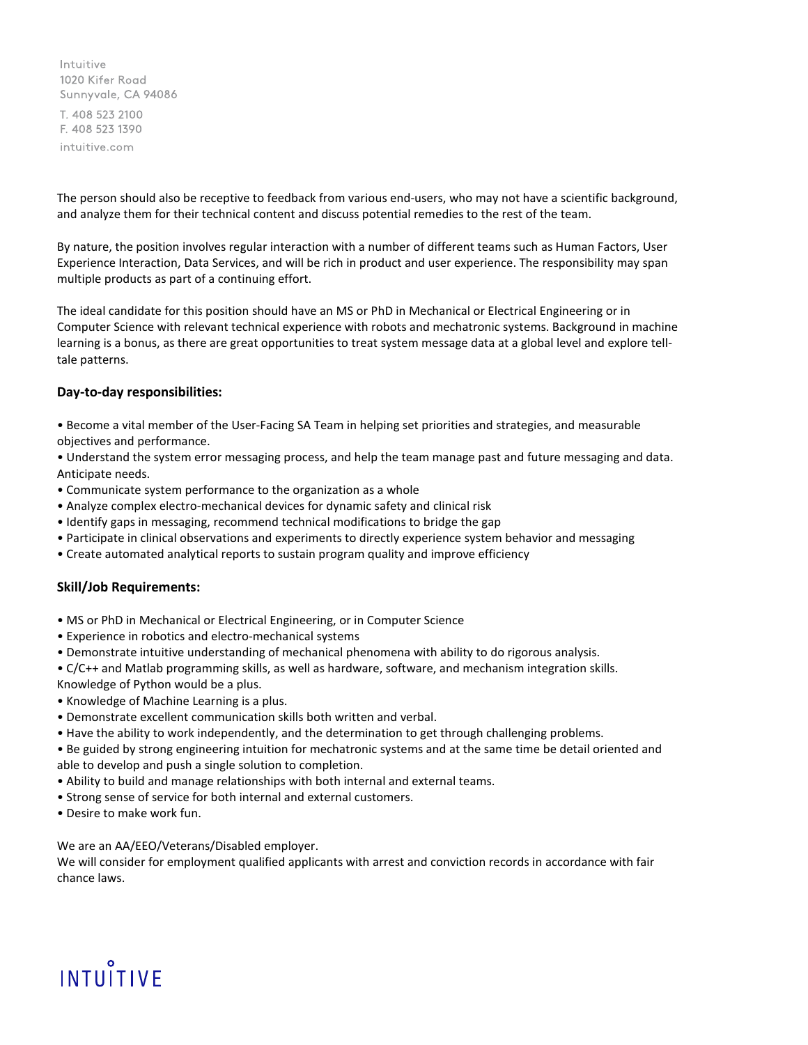The person should also be receptive to feedback from various end-users, who may not have a scientific background, and analyze them for their technical content and discuss potential remedies to the rest of the team.

By nature, the position involves regular interaction with a number of different teams such as Human Factors, User Experience Interaction, Data Services, and will be rich in product and user experience. The responsibility may span multiple products as part of a continuing effort.

The ideal candidate for this position should have an MS or PhD in Mechanical or Electrical Engineering or in Computer Science with relevant technical experience with robots and mechatronic systems. Background in machine learning is a bonus, as there are great opportunities to treat system message data at a global level and explore tell-tale patterns.

**Day-to-day responsibilities:**

- Become a vital member of the User-Facing SA Team in helping set priorities and strategies, and measurable objectives and performance.
- Understand the system error messaging process, and help the team manage past and future messaging and data. Anticipate needs.
- Communicate system performance to the organization as a whole
- Analyze complex electro-mechanical devices for dynamic safety and clinical risk
- Identify gaps in messaging, recommend technical modifications to bridge the gap
- Participate in clinical observations and experiments to directly experience system behavior and messaging
- Create automated analytical reports to sustain program quality and improve efficiency

**Skill/Job Requirements:**

- MS or PhD in Mechanical or Electrical Engineering, or in Computer Science
- Experience in robotics and electro-mechanical systems
- Demonstrate intuitive understanding of mechanical phenomena with ability to do rigorous analysis.
- C/C++ and Matlab programming skills, as well as hardware, software, and mechanism integration skills. Knowledge of Python would be a plus.
- Knowledge of Machine Learning is a plus.
- Demonstrate excellent communication skills both written and verbal.
- Have the ability to work independently, and the determination to get through challenging problems.
- Be guided by strong engineering intuition for mechatronic systems and at the same time be detail oriented and able to develop and push a single solution to completion.
- Ability to build and manage relationships with both internal and external teams.
- Strong sense of service for both internal and external customers.
- Desire to make work fun.

We are an AA/EEO/Veterans/Disabled employer.
We will consider for employment qualified applicants with arrest and conviction records in accordance with fair chance laws.